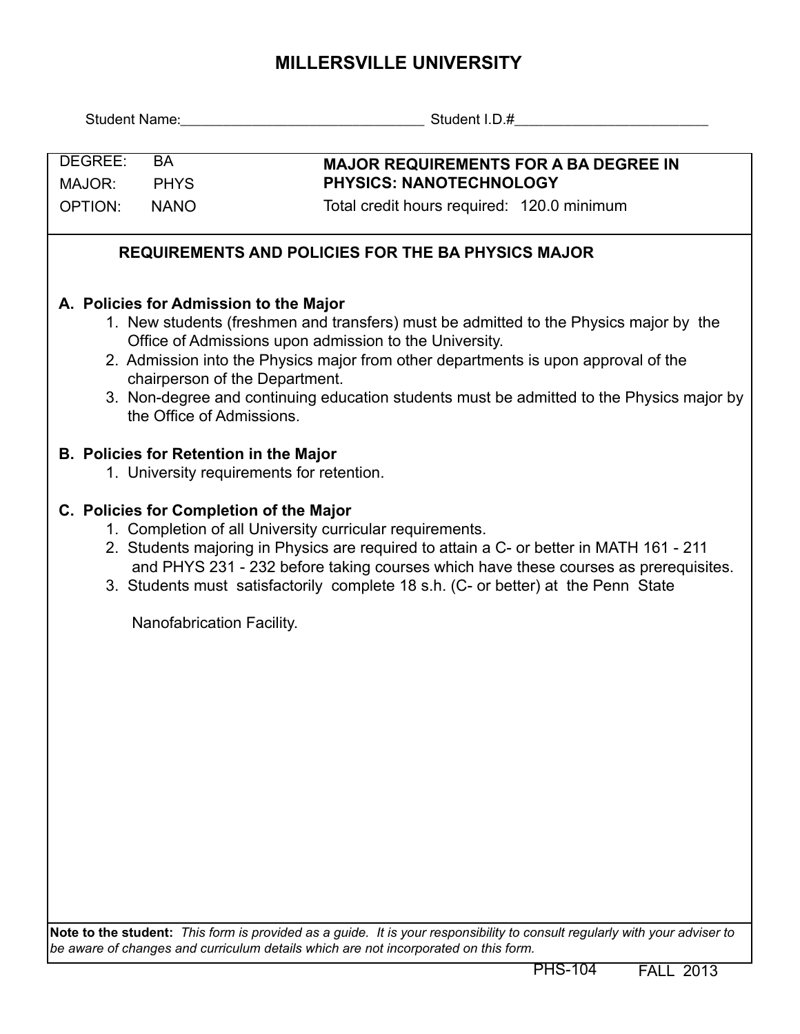# MILLERSVILLE UNIVERSITY

Student Name:\_\_\_\_\_\_\_\_\_\_\_\_\_\_\_\_\_\_\_\_\_\_\_\_\_\_\_\_\_\_ Student I.D.#\_\_\_\_\_\_\_\_\_\_\_\_\_\_\_\_\_\_\_\_\_\_\_\_

| | |
|---|---|
| DEGREE: BA | **MAJOR REQUIREMENTS FOR A BA DEGREE IN PHYSICS: NANOTECHNOLOGY** |
| MAJOR: PHYS | |
| OPTION: NANO | Total credit hours required: 120.0 minimum |

## REQUIREMENTS AND POLICIES FOR THE BA PHYSICS MAJOR

### A. Policies for Admission to the Major

1. New students (freshmen and transfers) must be admitted to the Physics major by the Office of Admissions upon admission to the University.
2. Admission into the Physics major from other departments is upon approval of the chairperson of the Department.
3. Non-degree and continuing education students must be admitted to the Physics major by the Office of Admissions.

### B. Policies for Retention in the Major

1. University requirements for retention.

### C. Policies for Completion of the Major

1. Completion of all University curricular requirements.
2. Students majoring in Physics are required to attain a C- or better in MATH 161 - 211 and PHYS 231 - 232 before taking courses which have these courses as prerequisites.
3. Students must satisfactorily complete 18 s.h. (C- or better) at the Penn State Nanofabrication Facility.

**Note to the student:** *This form is provided as a guide. It is your responsibility to consult regularly with your adviser to be aware of changes and curriculum details which are not incorporated on this form.*

PHS-104 FALL 2013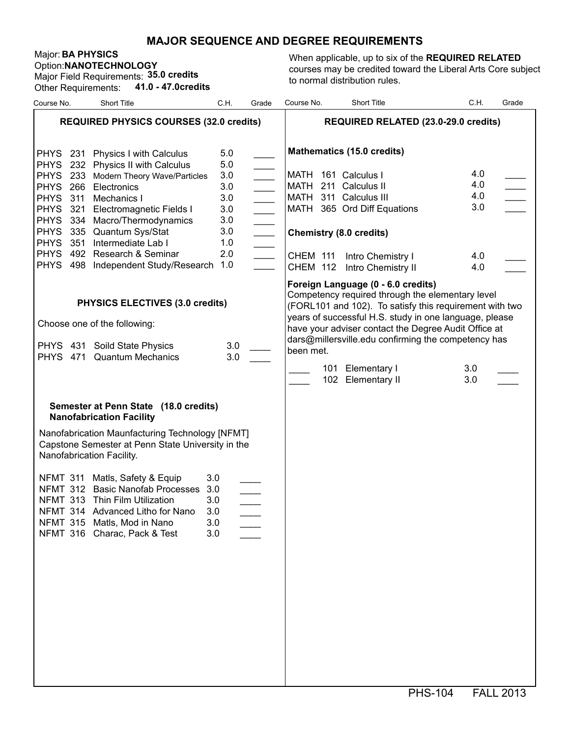# MAJOR SEQUENCE AND DEGREE REQUIREMENTS

Major: **BA PHYSICS**
Option: **NANOTECHNOLOGY**
Major Field Requirements: **35.0 credits**
Other Requirements: **41.0 - 47.0credits**

When applicable, up to six of the **REQUIRED RELATED** courses may be credited toward the Liberal Arts Core subject to normal distribution rules.

## REQUIRED PHYSICS COURSES (32.0 credits)

| Course No. | Short Title | C.H. | Grade |
|---|---|---|---|
| PHYS 231 | Physics I with Calculus | 5.0 | ____ |
| PHYS 232 | Physics II with Calculus | 5.0 | ____ |
| PHYS 233 | Modern Theory Wave/Particles | 3.0 | ____ |
| PHYS 266 | Electronics | 3.0 | ____ |
| PHYS 311 | Mechanics I | 3.0 | ____ |
| PHYS 321 | Electromagnetic Fields I | 3.0 | ____ |
| PHYS 334 | Macro/Thermodynamics | 3.0 | ____ |
| PHYS 335 | Quantum Sys/Stat | 3.0 | ____ |
| PHYS 351 | Intermediate Lab I | 1.0 | ____ |
| PHYS 492 | Research & Seminar | 2.0 | ____ |
| PHYS 498 | Independent Study/Research | 1.0 | ____ |

## PHYSICS ELECTIVES (3.0 credits)

Choose one of the following:

| Course No. | Short Title | C.H. | Grade |
|---|---|---|---|
| PHYS 431 | Soild State Physics | 3.0 | ____ |
| PHYS 471 | Quantum Mechanics | 3.0 | ____ |

## Semester at Penn State (18.0 credits) Nanofabrication Facility

Nanofabrication Maunfacturing Technology [NFMT] Capstone Semester at Penn State University in the Nanofabrication Facility.

| Course No. | Short Title | C.H. | Grade |
|---|---|---|---|
| NFMT 311 | Matls, Safety & Equip | 3.0 | ____ |
| NFMT 312 | Basic Nanofab Processes | 3.0 | ____ |
| NFMT 313 | Thin Film Utilization | 3.0 | ____ |
| NFMT 314 | Advanced Litho for Nano | 3.0 | ____ |
| NFMT 315 | Matls, Mod in Nano | 3.0 | ____ |
| NFMT 316 | Charac, Pack & Test | 3.0 | ____ |

## REQUIRED RELATED (23.0-29.0 credits)

### Mathematics (15.0 credits)

| Course No. | Short Title | C.H. | Grade |
|---|---|---|---|
| MATH 161 | Calculus I | 4.0 | ____ |
| MATH 211 | Calculus II | 4.0 | ____ |
| MATH 311 | Calculus III | 4.0 | ____ |
| MATH 365 | Ord Diff Equations | 3.0 | ____ |

### Chemistry (8.0 credits)

| Course No. | Short Title | C.H. | Grade |
|---|---|---|---|
| CHEM 111 | Intro Chemistry I | 4.0 | ____ |
| CHEM 112 | Intro Chemistry II | 4.0 | ____ |

### Foreign Language (0 - 6.0 credits)

Competency required through the elementary level (FORL101 and 102). To satisfy this requirement with two years of successful H.S. study in one language, please have your adviser contact the Degree Audit Office at dars@millersville.edu confirming the competency has been met.

| Course No. | Short Title | C.H. | Grade |
|---|---|---|---|
| ____ 101 | Elementary I | 3.0 | ____ |
| ____ 102 | Elementary II | 3.0 | ____ |

PHS-104 FALL 2013